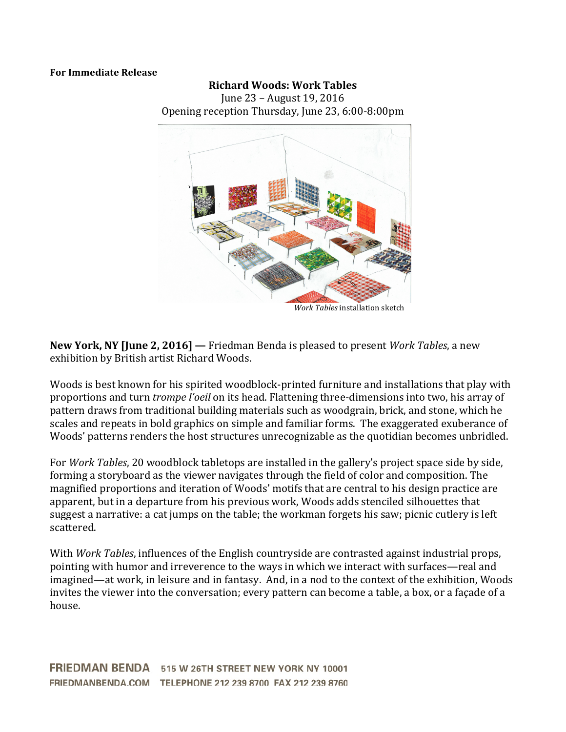**For Immediate Release**

**Richard Woods: Work Tables**
June 23 – August 19, 2016
Opening reception Thursday, June 23, 6:00-8:00pm

*Work Tables* installation sketch

**New York, NY [June 2, 2016] —** Friedman Benda is pleased to present *Work Tables*, a new exhibition by British artist Richard Woods.

Woods is best known for his spirited woodblock-printed furniture and installations that play with proportions and turn *trompe l'oeil* on its head. Flattening three-dimensions into two, his array of pattern draws from traditional building materials such as woodgrain, brick, and stone, which he scales and repeats in bold graphics on simple and familiar forms. The exaggerated exuberance of Woods' patterns renders the host structures unrecognizable as the quotidian becomes unbridled.

For *Work Tables*, 20 woodblock tabletops are installed in the gallery's project space side by side, forming a storyboard as the viewer navigates through the field of color and composition. The magnified proportions and iteration of Woods' motifs that are central to his design practice are apparent, but in a departure from his previous work, Woods adds stenciled silhouettes that suggest a narrative: a cat jumps on the table; the workman forgets his saw; picnic cutlery is left scattered.

With *Work Tables*, influences of the English countryside are contrasted against industrial props, pointing with humor and irreverence to the ways in which we interact with surfaces—real and imagined—at work, in leisure and in fantasy. And, in a nod to the context of the exhibition, Woods invites the viewer into the conversation; every pattern can become a table, a box, or a façade of a house.

FRIEDMAN BENDA 515 W 26TH STREET NEW YORK NY 10001
FRIEDMANBENDA.COM TELEPHONE 212 239 8700 FAX 212 239 8760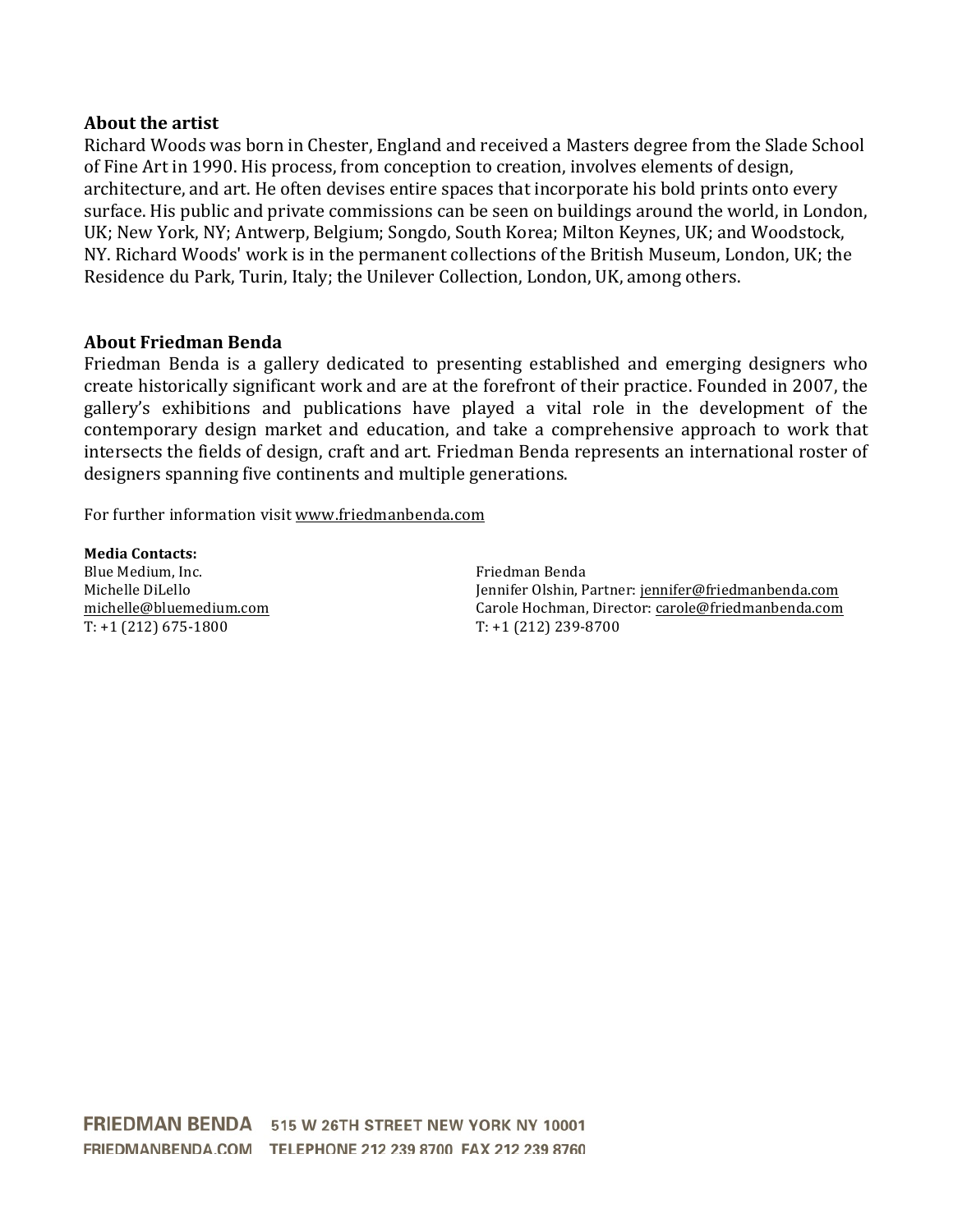**About the artist**

Richard Woods was born in Chester, England and received a Masters degree from the Slade School of Fine Art in 1990. His process, from conception to creation, involves elements of design, architecture, and art. He often devises entire spaces that incorporate his bold prints onto every surface. His public and private commissions can be seen on buildings around the world, in London, UK; New York, NY; Antwerp, Belgium; Songdo, South Korea; Milton Keynes, UK; and Woodstock, NY. Richard Woods' work is in the permanent collections of the British Museum, London, UK; the Residence du Park, Turin, Italy; the Unilever Collection, London, UK, among others.

**About Friedman Benda**

Friedman Benda is a gallery dedicated to presenting established and emerging designers who create historically significant work and are at the forefront of their practice. Founded in 2007, the gallery's exhibitions and publications have played a vital role in the development of the contemporary design market and education, and take a comprehensive approach to work that intersects the fields of design, craft and art. Friedman Benda represents an international roster of designers spanning five continents and multiple generations.

For further information visit www.friedmanbenda.com

**Media Contacts:**

Blue Medium, Inc.
Michelle DiLello
michelle@bluemedium.com
T: +1 (212) 675-1800

Friedman Benda
Jennifer Olshin, Partner: jennifer@friedmanbenda.com
Carole Hochman, Director: carole@friedmanbenda.com
T: +1 (212) 239-8700

FRIEDMAN BENDA 515 W 26TH STREET NEW YORK NY 10001
FRIEDMANBENDA.COM TELEPHONE 212 239 8700 FAX 212 239 8760